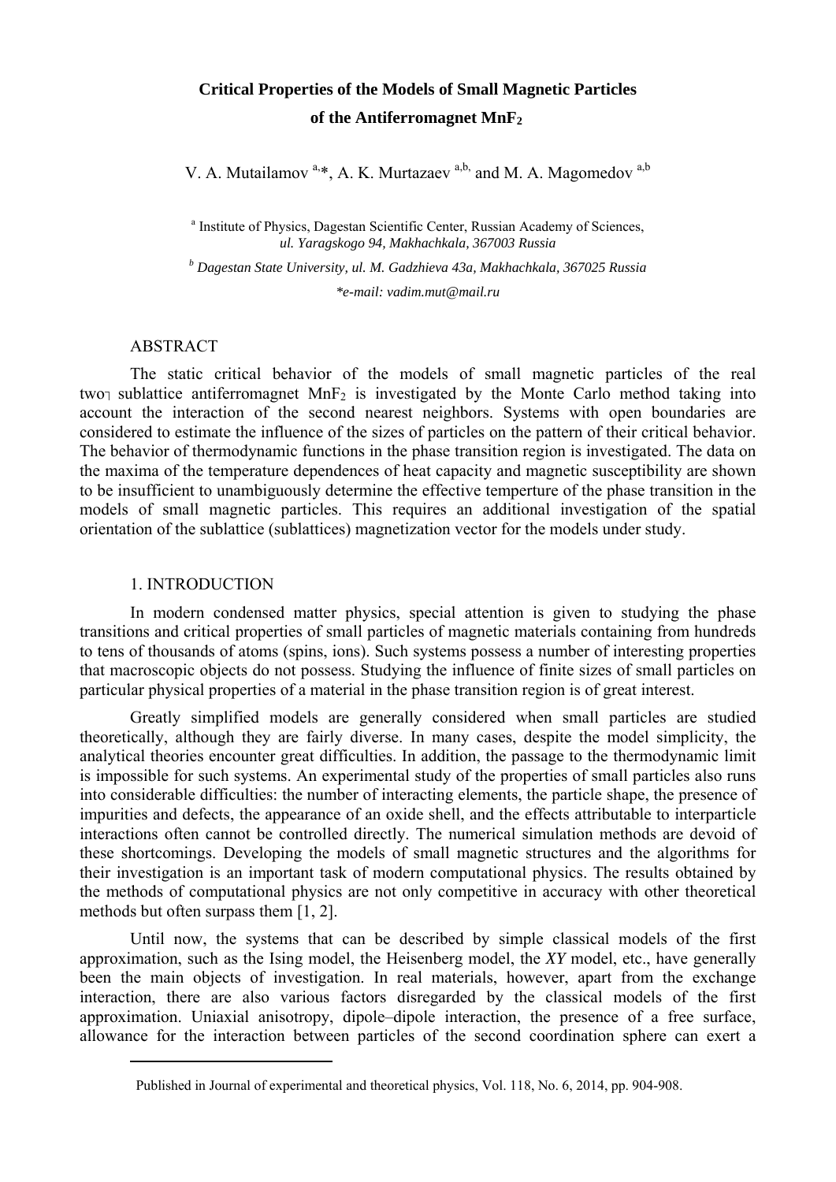# Critical Properties of the Models of Small Magnetic Particles of the Antiferromagnet $MnF_2$

V. A. Mutailamov [a,*], A. K. Murtazaev [a,b,] and M. A. Magomedov [a,b]

[a] Institute of Physics, Dagestan Scientific Center, Russian Academy of Sciences, *ul. Yaragskogo 94, Makhachkala, 367003 Russia*

[b] *Dagestan State University, ul. M. Gadzhieva 43a, Makhachkala, 367025 Russia*

*\*e-mail: vadim.mut@mail.ru*

## ABSTRACT

The static critical behavior of the models of small magnetic particles of the real two‐sublattice antiferromagnet $MnF_2$ is investigated by the Monte Carlo method taking into account the interaction of the second nearest neighbors. Systems with open boundaries are considered to estimate the influence of the sizes of particles on the pattern of their critical behavior. The behavior of thermodynamic functions in the phase transition region is investigated. The data on the maxima of the temperature dependences of heat capacity and magnetic susceptibility are shown to be insufficient to unambiguously determine the effective temperture of the phase transition in the models of small magnetic particles. This requires an additional investigation of the spatial orientation of the sublattice (sublattices) magnetization vector for the models under study.

## 1. INTRODUCTION

In modern condensed matter physics, special attention is given to studying the phase transitions and critical properties of small particles of magnetic materials containing from hundreds to tens of thousands of atoms (spins, ions). Such systems possess a number of interesting properties that macroscopic objects do not possess. Studying the influence of finite sizes of small particles on particular physical properties of a material in the phase transition region is of great interest.

Greatly simplified models are generally considered when small particles are studied theoretically, although they are fairly diverse. In many cases, despite the model simplicity, the analytical theories encounter great difficulties. In addition, the passage to the thermodynamic limit is impossible for such systems. An experimental study of the properties of small particles also runs into considerable difficulties: the number of interacting elements, the particle shape, the presence of impurities and defects, the appearance of an oxide shell, and the effects attributable to interparticle interactions often cannot be controlled directly. The numerical simulation methods are devoid of these shortcomings. Developing the models of small magnetic structures and the algorithms for their investigation is an important task of modern computational physics. The results obtained by the methods of computational physics are not only competitive in accuracy with other theoretical methods but often surpass them [1, 2].

Until now, the systems that can be described by simple classical models of the first approximation, such as the Ising model, the Heisenberg model, the *XY* model, etc., have generally been the main objects of investigation. In real materials, however, apart from the exchange interaction, there are also various factors disregarded by the classical models of the first approximation. Uniaxial anisotropy, dipole–dipole interaction, the presence of a free surface, allowance for the interaction between particles of the second coordination sphere can exert a

Published in Journal of experimental and theoretical physics, Vol. 118, No. 6, 2014, pp. 904-908.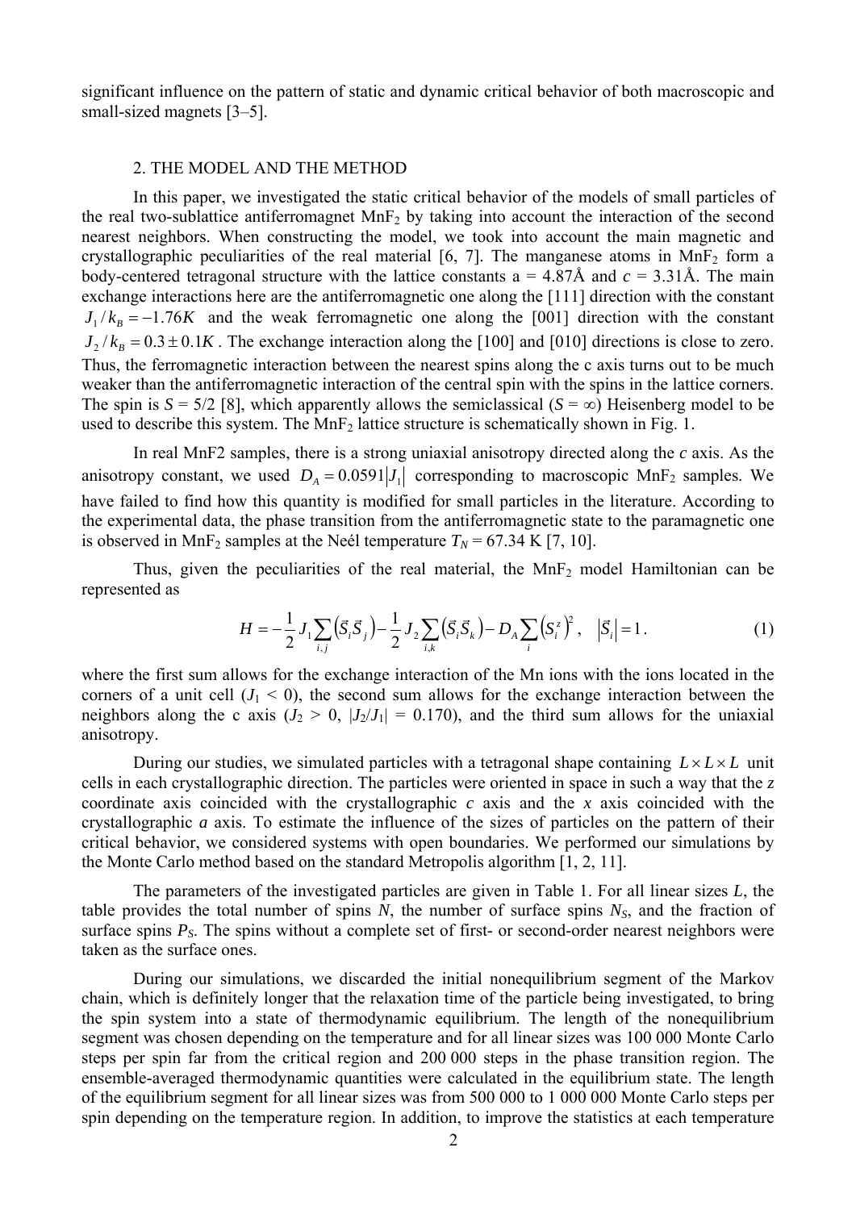significant influence on the pattern of static and dynamic critical behavior of both macroscopic and small-sized magnets [3–5].

## 2. THE MODEL AND THE METHOD

In this paper, we investigated the static critical behavior of the models of small particles of the real two-sublattice antiferromagnet $MnF_2$ by taking into account the interaction of the second nearest neighbors. When constructing the model, we took into account the main magnetic and crystallographic peculiarities of the real material [6, 7]. The manganese atoms in $MnF_2$ form a body-centered tetragonal structure with the lattice constants a = 4.87Å and $c$ = 3.31Å. The main exchange interactions here are the antiferromagnetic one along the [111] direction with the constant $J_1/k_B = -1.76K$ and the weak ferromagnetic one along the [001] direction with the constant $J_2/k_B = 0.3 \pm 0.1K$. The exchange interaction along the [100] and [010] directions is close to zero. Thus, the ferromagnetic interaction between the nearest spins along the c axis turns out to be much weaker than the antiferromagnetic interaction of the central spin with the spins in the lattice corners. The spin is $S$ = 5/2 [8], which apparently allows the semiclassical ($S = \infty$) Heisenberg model to be used to describe this system. The $MnF_2$ lattice structure is schematically shown in Fig. 1.

In real MnF2 samples, there is a strong uniaxial anisotropy directed along the $c$ axis. As the anisotropy constant, we used $D_A = 0.0591|J_1|$ corresponding to macroscopic $MnF_2$ samples. We have failed to find how this quantity is modified for small particles in the literature. According to the experimental data, the phase transition from the antiferromagnetic state to the paramagnetic one is observed in $MnF_2$ samples at the Neél temperature $T_N$ = 67.34 K [7, 10].

Thus, given the peculiarities of the real material, the $MnF_2$ model Hamiltonian can be represented as

$$H = -\frac{1}{2}J_1\sum_{i,j}\left(\vec{S}_i\vec{S}_j\right) - \frac{1}{2}J_2\sum_{i,k}\left(\vec{S}_i\vec{S}_k\right) - D_A\sum_i\left(S_i^z\right)^2, \quad \left|\vec{S}_i\right| = 1. \tag{1}$$

where the first sum allows for the exchange interaction of the Mn ions with the ions located in the corners of a unit cell ($J_1 < 0$), the second sum allows for the exchange interaction between the neighbors along the c axis ($J_2 > 0$, $|J_2/J_1| = 0.170$), and the third sum allows for the uniaxial anisotropy.

During our studies, we simulated particles with a tetragonal shape containing $L \times L \times L$ unit cells in each crystallographic direction. The particles were oriented in space in such a way that the $z$ coordinate axis coincided with the crystallographic $c$ axis and the $x$ axis coincided with the crystallographic $a$ axis. To estimate the influence of the sizes of particles on the pattern of their critical behavior, we considered systems with open boundaries. We performed our simulations by the Monte Carlo method based on the standard Metropolis algorithm [1, 2, 11].

The parameters of the investigated particles are given in Table 1. For all linear sizes $L$, the table provides the total number of spins $N$, the number of surface spins $N_S$, and the fraction of surface spins $P_S$. The spins without a complete set of first- or second-order nearest neighbors were taken as the surface ones.

During our simulations, we discarded the initial nonequilibrium segment of the Markov chain, which is definitely longer that the relaxation time of the particle being investigated, to bring the spin system into a state of thermodynamic equilibrium. The length of the nonequilibrium segment was chosen depending on the temperature and for all linear sizes was 100 000 Monte Carlo steps per spin far from the critical region and 200 000 steps in the phase transition region. The ensemble-averaged thermodynamic quantities were calculated in the equilibrium state. The length of the equilibrium segment for all linear sizes was from 500 000 to 1 000 000 Monte Carlo steps per spin depending on the temperature region. In addition, to improve the statistics at each temperature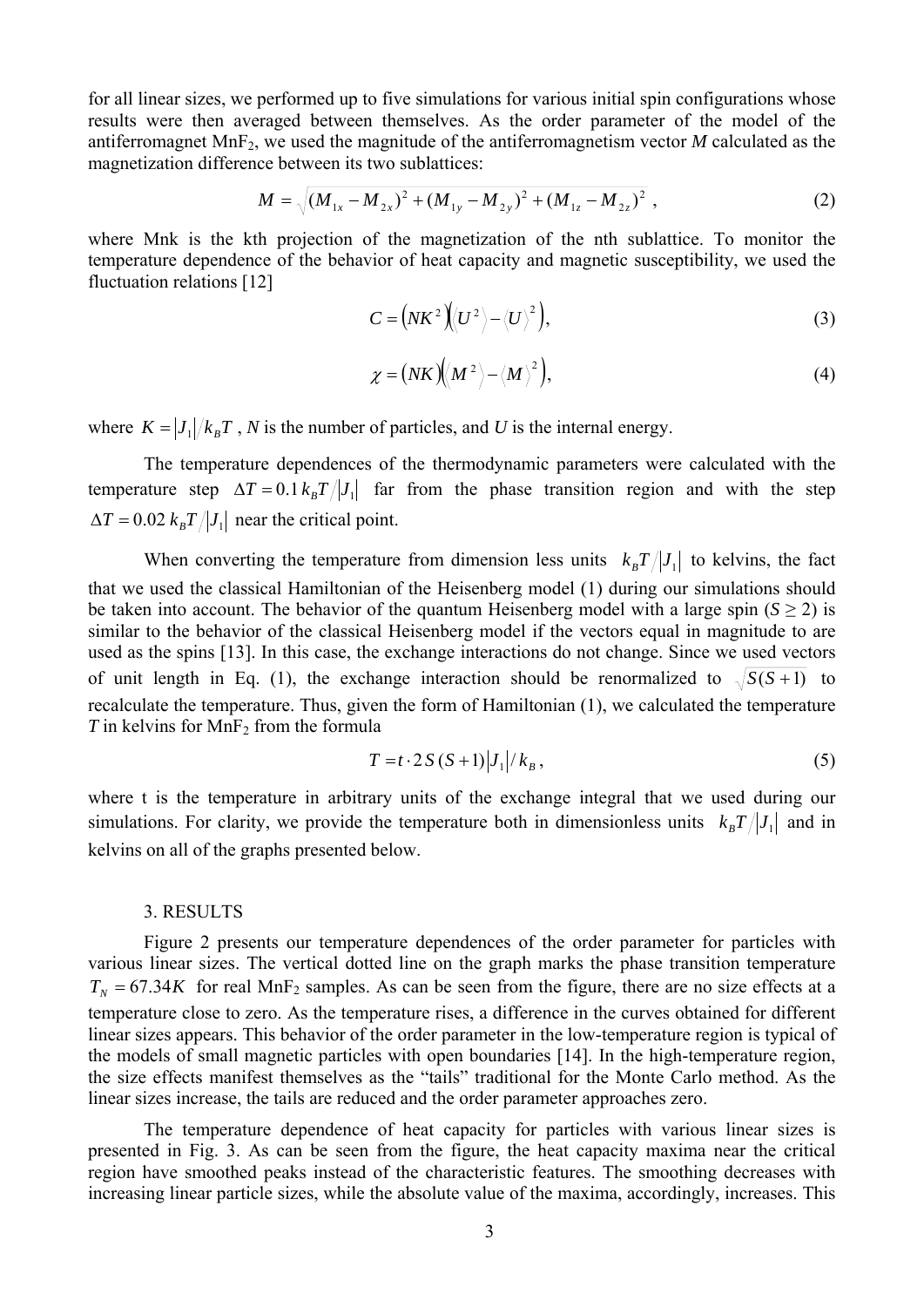for all linear sizes, we performed up to five simulations for various initial spin configurations whose results were then averaged between themselves. As the order parameter of the model of the antiferromagnet $MnF_2$, we used the magnitude of the antiferromagnetism vector $M$ calculated as the magnetization difference between its two sublattices:

$$M = \sqrt{(M_{1x} - M_{2x})^2 + (M_{1y} - M_{2y})^2 + (M_{1z} - M_{2z})^2} \ , \tag{2}$$

where Mnk is the kth projection of the magnetization of the nth sublattice. To monitor the temperature dependence of the behavior of heat capacity and magnetic susceptibility, we used the fluctuation relations [12]

$$C = \left(NK^2\right)\left(\langle U^2 \rangle - \langle U \rangle^2\right), \tag{3}$$

$$\chi = \left(NK\right)\left(\langle M^2 \rangle - \langle M \rangle^2\right), \tag{4}$$

where $K = |J_1|/k_B T$ , $N$ is the number of particles, and $U$ is the internal energy.

The temperature dependences of the thermodynamic parameters were calculated with the temperature step $\Delta T = 0.1\, k_B T/|J_1|$ far from the phase transition region and with the step $\Delta T = 0.02\, k_B T/|J_1|$ near the critical point.

When converting the temperature from dimension less units $k_B T/|J_1|$ to kelvins, the fact that we used the classical Hamiltonian of the Heisenberg model (1) during our simulations should be taken into account. The behavior of the quantum Heisenberg model with a large spin ($S \geq 2$) is similar to the behavior of the classical Heisenberg model if the vectors equal in magnitude to are used as the spins [13]. In this case, the exchange interactions do not change. Since we used vectors of unit length in Eq. (1), the exchange interaction should be renormalized to $\sqrt{S(S+1)}$ to recalculate the temperature. Thus, given the form of Hamiltonian (1), we calculated the temperature $T$ in kelvins for $MnF_2$ from the formula

$$T = t \cdot 2\,S\,(S+1)|J_1|/\,k_B\,, \tag{5}$$

where t is the temperature in arbitrary units of the exchange integral that we used during our simulations. For clarity, we provide the temperature both in dimensionless units $k_B T/|J_1|$ and in kelvins on all of the graphs presented below.

## 3. RESULTS

Figure 2 presents our temperature dependences of the order parameter for particles with various linear sizes. The vertical dotted line on the graph marks the phase transition temperature $T_N = 67.34K$ for real $MnF_2$ samples. As can be seen from the figure, there are no size effects at a temperature close to zero. As the temperature rises, a difference in the curves obtained for different linear sizes appears. This behavior of the order parameter in the low-temperature region is typical of the models of small magnetic particles with open boundaries [14]. In the high-temperature region, the size effects manifest themselves as the "tails" traditional for the Monte Carlo method. As the linear sizes increase, the tails are reduced and the order parameter approaches zero.

The temperature dependence of heat capacity for particles with various linear sizes is presented in Fig. 3. As can be seen from the figure, the heat capacity maxima near the critical region have smoothed peaks instead of the characteristic features. The smoothing decreases with increasing linear particle sizes, while the absolute value of the maxima, accordingly, increases. This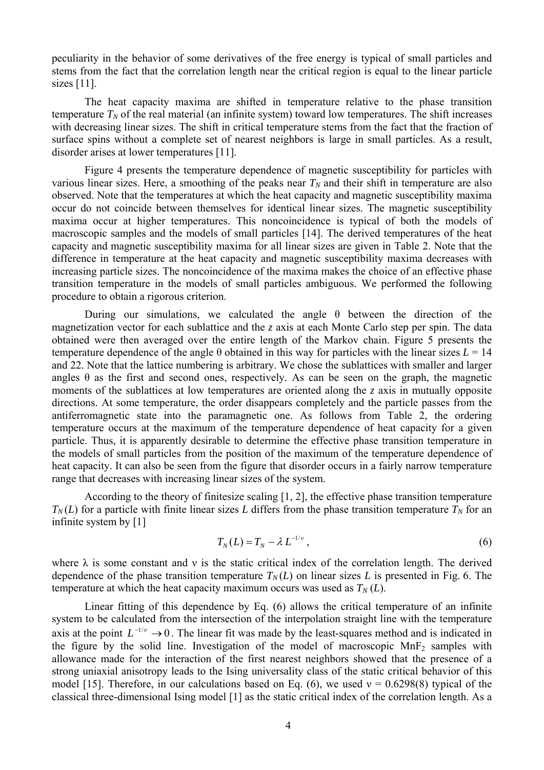peculiarity in the behavior of some derivatives of the free energy is typical of small particles and stems from the fact that the correlation length near the critical region is equal to the linear particle sizes [11].

The heat capacity maxima are shifted in temperature relative to the phase transition temperature $T_N$ of the real material (an infinite system) toward low temperatures. The shift increases with decreasing linear sizes. The shift in critical temperature stems from the fact that the fraction of surface spins without a complete set of nearest neighbors is large in small particles. As a result, disorder arises at lower temperatures [11].

Figure 4 presents the temperature dependence of magnetic susceptibility for particles with various linear sizes. Here, a smoothing of the peaks near $T_N$ and their shift in temperature are also observed. Note that the temperatures at which the heat capacity and magnetic susceptibility maxima occur do not coincide between themselves for identical linear sizes. The magnetic susceptibility maxima occur at higher temperatures. This noncoincidence is typical of both the models of macroscopic samples and the models of small particles [14]. The derived temperatures of the heat capacity and magnetic susceptibility maxima for all linear sizes are given in Table 2. Note that the difference in temperature at the heat capacity and magnetic susceptibility maxima decreases with increasing particle sizes. The noncoincidence of the maxima makes the choice of an effective phase transition temperature in the models of small particles ambiguous. We performed the following procedure to obtain a rigorous criterion.

During our simulations, we calculated the angle θ between the direction of the magnetization vector for each sublattice and the $z$ axis at each Monte Carlo step per spin. The data obtained were then averaged over the entire length of the Markov chain. Figure 5 presents the temperature dependence of the angle θ obtained in this way for particles with the linear sizes $L = 14$ and 22. Note that the lattice numbering is arbitrary. We chose the sublattices with smaller and larger angles θ as the first and second ones, respectively. As can be seen on the graph, the magnetic moments of the sublattices at low temperatures are oriented along the $z$ axis in mutually opposite directions. At some temperature, the order disappears completely and the particle passes from the antiferromagnetic state into the paramagnetic one. As follows from Table 2, the ordering temperature occurs at the maximum of the temperature dependence of heat capacity for a given particle. Thus, it is apparently desirable to determine the effective phase transition temperature in the models of small particles from the position of the maximum of the temperature dependence of heat capacity. It can also be seen from the figure that disorder occurs in a fairly narrow temperature range that decreases with increasing linear sizes of the system.

According to the theory of finitesize scaling [1, 2], the effective phase transition temperature $T_N(L)$ for a particle with finite linear sizes $L$ differs from the phase transition temperature $T_N$ for an infinite system by [1]

$$T_N(L) = T_N - \lambda L^{-1/\nu}, \tag{6}$$

where λ is some constant and ν is the static critical index of the correlation length. The derived dependence of the phase transition temperature $T_N(L)$ on linear sizes $L$ is presented in Fig. 6. The temperature at which the heat capacity maximum occurs was used as $T_N(L)$.

Linear fitting of this dependence by Eq. (6) allows the critical temperature of an infinite system to be calculated from the intersection of the interpolation straight line with the temperature axis at the point $L^{-1/\nu} \to 0$. The linear fit was made by the least-squares method and is indicated in the figure by the solid line. Investigation of the model of macroscopic $MnF_2$ samples with allowance made for the interaction of the first nearest neighbors showed that the presence of a strong uniaxial anisotropy leads to the Ising universality class of the static critical behavior of this model [15]. Therefore, in our calculations based on Eq. (6), we used $\nu = 0.6298(8)$ typical of the classical three-dimensional Ising model [1] as the static critical index of the correlation length. As a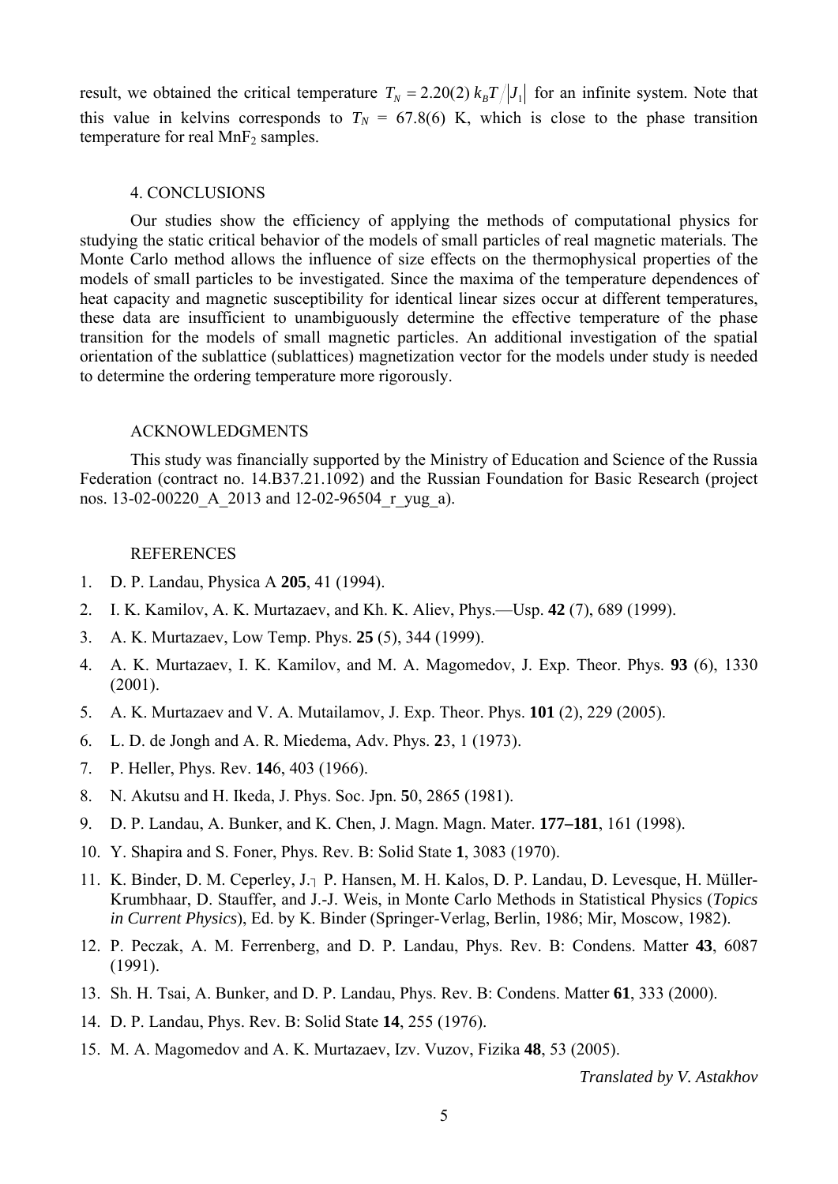result, we obtained the critical temperature $T_N = 2.20(2)\, k_B T / |J_1|$ for an infinite system. Note that this value in kelvins corresponds to $T_N$ = 67.8(6) K, which is close to the phase transition temperature for real $MnF_2$ samples.

## 4. CONCLUSIONS

Our studies show the efficiency of applying the methods of computational physics for studying the static critical behavior of the models of small particles of real magnetic materials. The Monte Carlo method allows the influence of size effects on the thermophysical properties of the models of small particles to be investigated. Since the maxima of the temperature dependences of heat capacity and magnetic susceptibility for identical linear sizes occur at different temperatures, these data are insufficient to unambiguously determine the effective temperature of the phase transition for the models of small magnetic particles. An additional investigation of the spatial orientation of the sublattice (sublattices) magnetization vector for the models under study is needed to determine the ordering temperature more rigorously.

## ACKNOWLEDGMENTS

This study was financially supported by the Ministry of Education and Science of the Russia Federation (contract no. 14.B37.21.1092) and the Russian Foundation for Basic Research (project nos. 13-02-00220_A_2013 and 12-02-96504_r_yug_a).

## REFERENCES

1. D. P. Landau, Physica A **205**, 41 (1994).
2. I. K. Kamilov, A. K. Murtazaev, and Kh. K. Aliev, Phys.—Usp. **42** (7), 689 (1999).
3. A. K. Murtazaev, Low Temp. Phys. **25** (5), 344 (1999).
4. A. K. Murtazaev, I. K. Kamilov, and M. A. Magomedov, J. Exp. Theor. Phys. **93** (6), 1330 (2001).
5. A. K. Murtazaev and V. A. Mutailamov, J. Exp. Theor. Phys. **101** (2), 229 (2005).
6. L. D. de Jongh and A. R. Miedema, Adv. Phys. **2**3, 1 (1973).
7. P. Heller, Phys. Rev. **14**6, 403 (1966).
8. N. Akutsu and H. Ikeda, J. Phys. Soc. Jpn. **5**0, 2865 (1981).
9. D. P. Landau, A. Bunker, and K. Chen, J. Magn. Magn. Mater. **177–181**, 161 (1998).
10. Y. Shapira and S. Foner, Phys. Rev. B: Solid State **1**, 3083 (1970).
11. K. Binder, D. M. Ceperley, J.┐ P. Hansen, M. H. Kalos, D. P. Landau, D. Levesque, H. Müller-Krumbhaar, D. Stauffer, and J.-J. Weis, in Monte Carlo Methods in Statistical Physics (*Topics in Current Physics*), Ed. by K. Binder (Springer-Verlag, Berlin, 1986; Mir, Moscow, 1982).
12. P. Peczak, A. M. Ferrenberg, and D. P. Landau, Phys. Rev. B: Condens. Matter **43**, 6087 (1991).
13. Sh. H. Tsai, A. Bunker, and D. P. Landau, Phys. Rev. B: Condens. Matter **61**, 333 (2000).
14. D. P. Landau, Phys. Rev. B: Solid State **14**, 255 (1976).
15. M. A. Magomedov and A. K. Murtazaev, Izv. Vuzov, Fizika **48**, 53 (2005).

*Translated by V. Astakhov*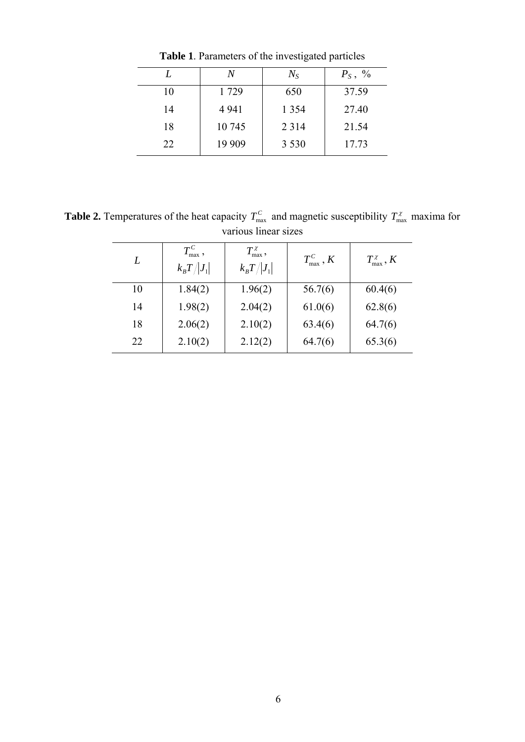**Table 1**. Parameters of the investigated particles

| $L$ | $N$ | $N_S$ | $P_S$ , % |
|---|---|---|---|
| 10 | 1 729 | 650 | 37.59 |
| 14 | 4 941 | 1 354 | 27.40 |
| 18 | 10 745 | 2 314 | 21.54 |
| 22 | 19 909 | 3 530 | 17.73 |

**Table 2.** Temperatures of the heat capacity $T^{C}_{\max}$ and magnetic susceptibility $T^{\chi}_{\max}$ maxima for various linear sizes

| $L$ | $T^{C}_{\max}$ , $k_B T/\lvert J_1\rvert$ | $T^{\chi}_{\max}$ , $k_B T/\lvert J_1\rvert$ | $T^{C}_{\max}$ , $K$ | $T^{\chi}_{\max}$ , $K$ |
|---|---|---|---|---|
| 10 | 1.84(2) | 1.96(2) | 56.7(6) | 60.4(6) |
| 14 | 1.98(2) | 2.04(2) | 61.0(6) | 62.8(6) |
| 18 | 2.06(2) | 2.10(2) | 63.4(6) | 64.7(6) |
| 22 | 2.10(2) | 2.12(2) | 64.7(6) | 65.3(6) |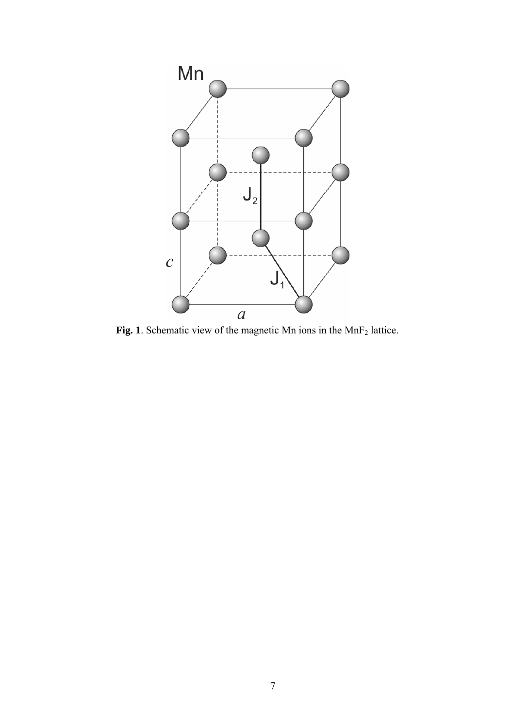**Fig. 1**. Schematic view of the magnetic Mn ions in the $MnF_2$ lattice.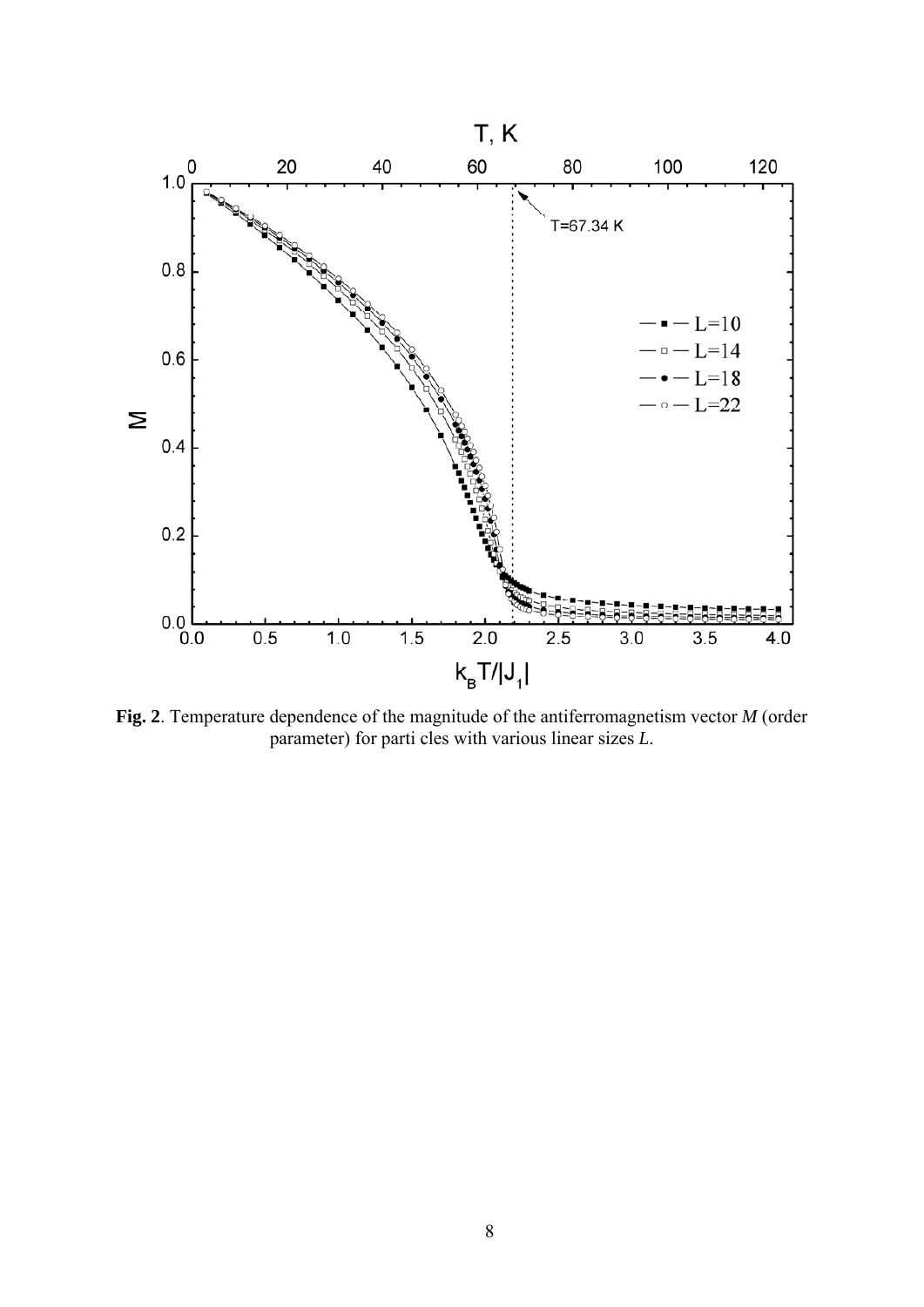**Fig. 2**. Temperature dependence of the magnitude of the antiferromagnetism vector *M* (order parameter) for parti cles with various linear sizes *L*.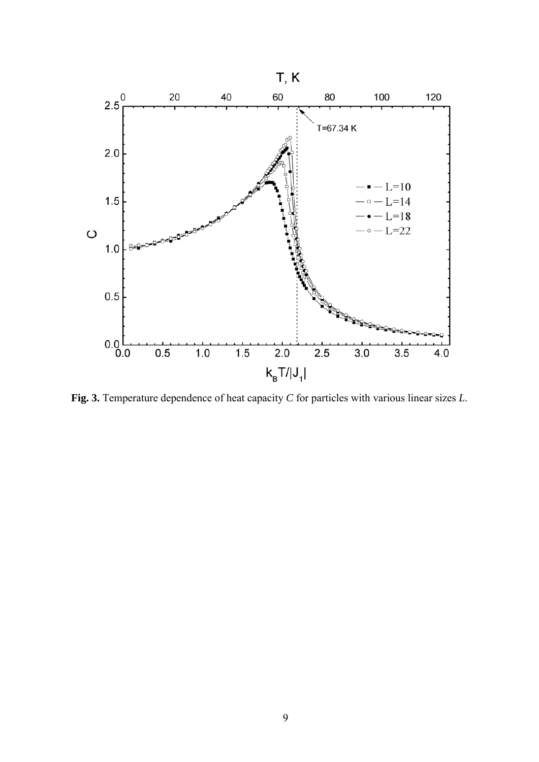**Fig. 3.** Temperature dependence of heat capacity $C$ for particles with various linear sizes $L$.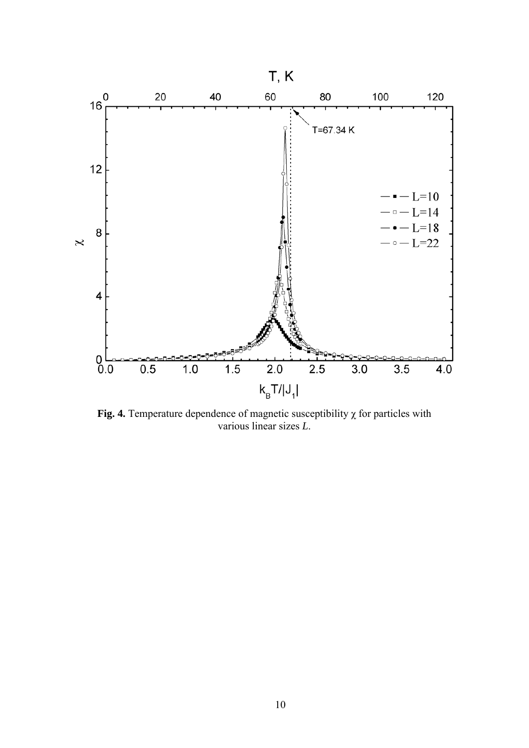**Fig. 4.** Temperature dependence of magnetic susceptibility $\chi$ for particles with various linear sizes $L$.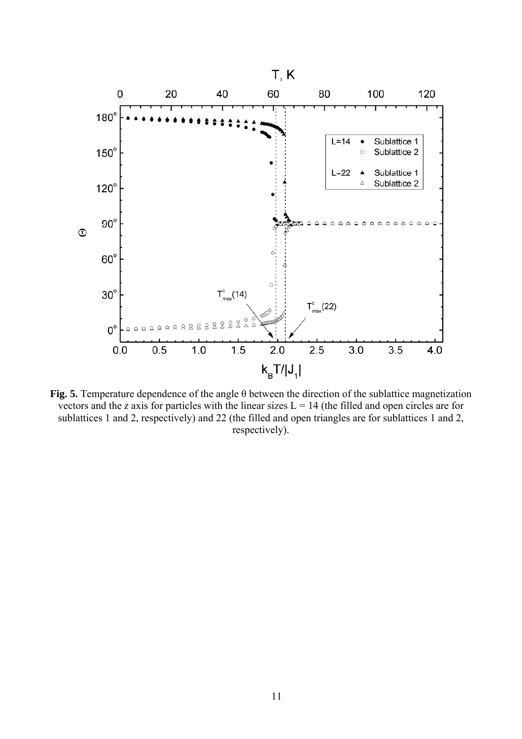**Fig. 5.** Temperature dependence of the angle θ between the direction of the sublattice magnetization vectors and the *z* axis for particles with the linear sizes L = 14 (the filled and open circles are for sublattices 1 and 2, respectively) and 22 (the filled and open triangles are for sublattices 1 and 2, respectively).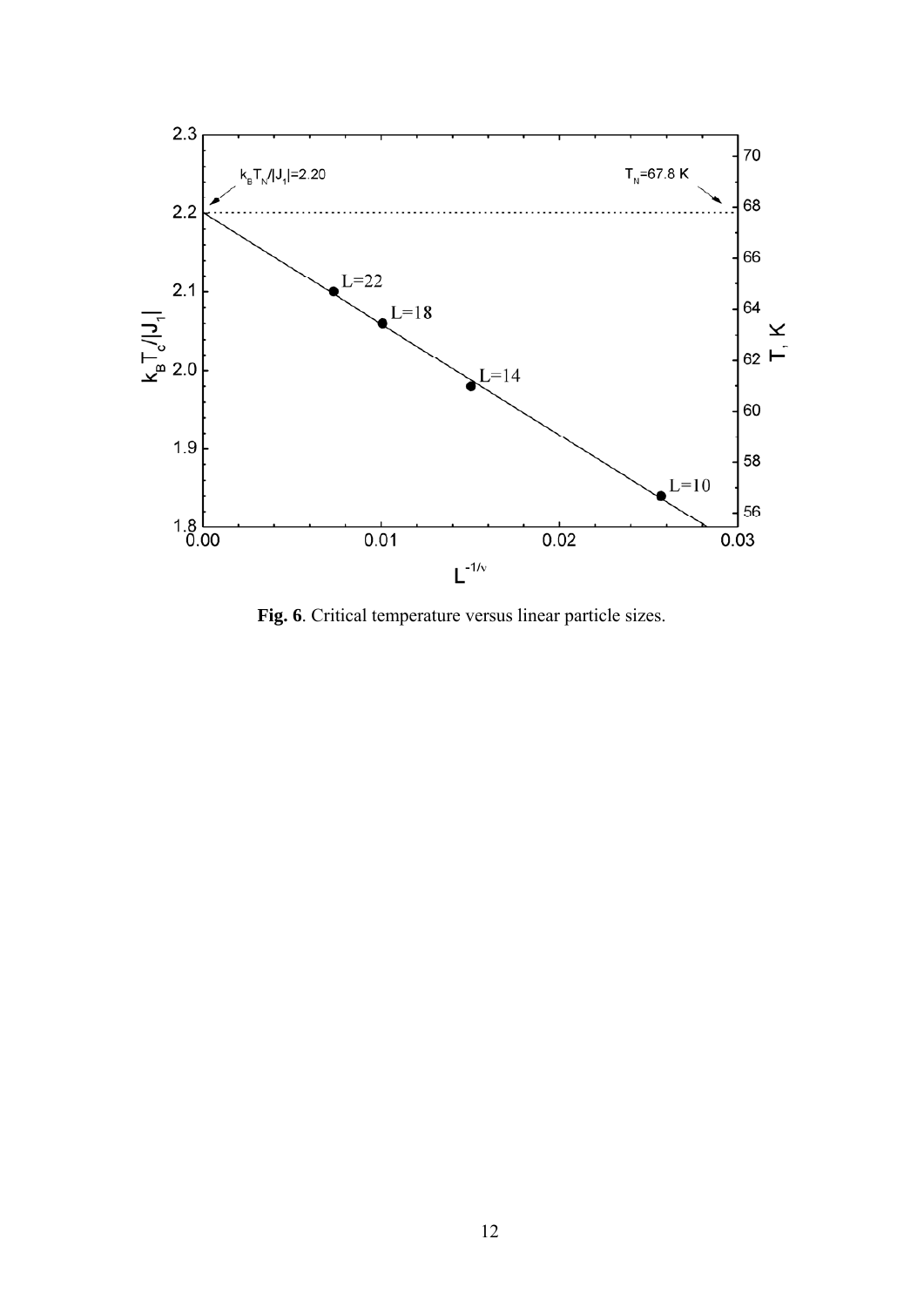$k_B T_N/|J_1|=2.20$

$T_N$=67.8 K

L=22

L=18

L=14

L=10

$k_B T_c/|J_1|$

T, K

$L^{-1/\nu}$

2.3
2.2
2.1
2.0
1.9
1.8

0.00
0.01
0.02
0.03

70
68
66
64
62
60
58
56

**Fig. 6**. Critical temperature versus linear particle sizes.